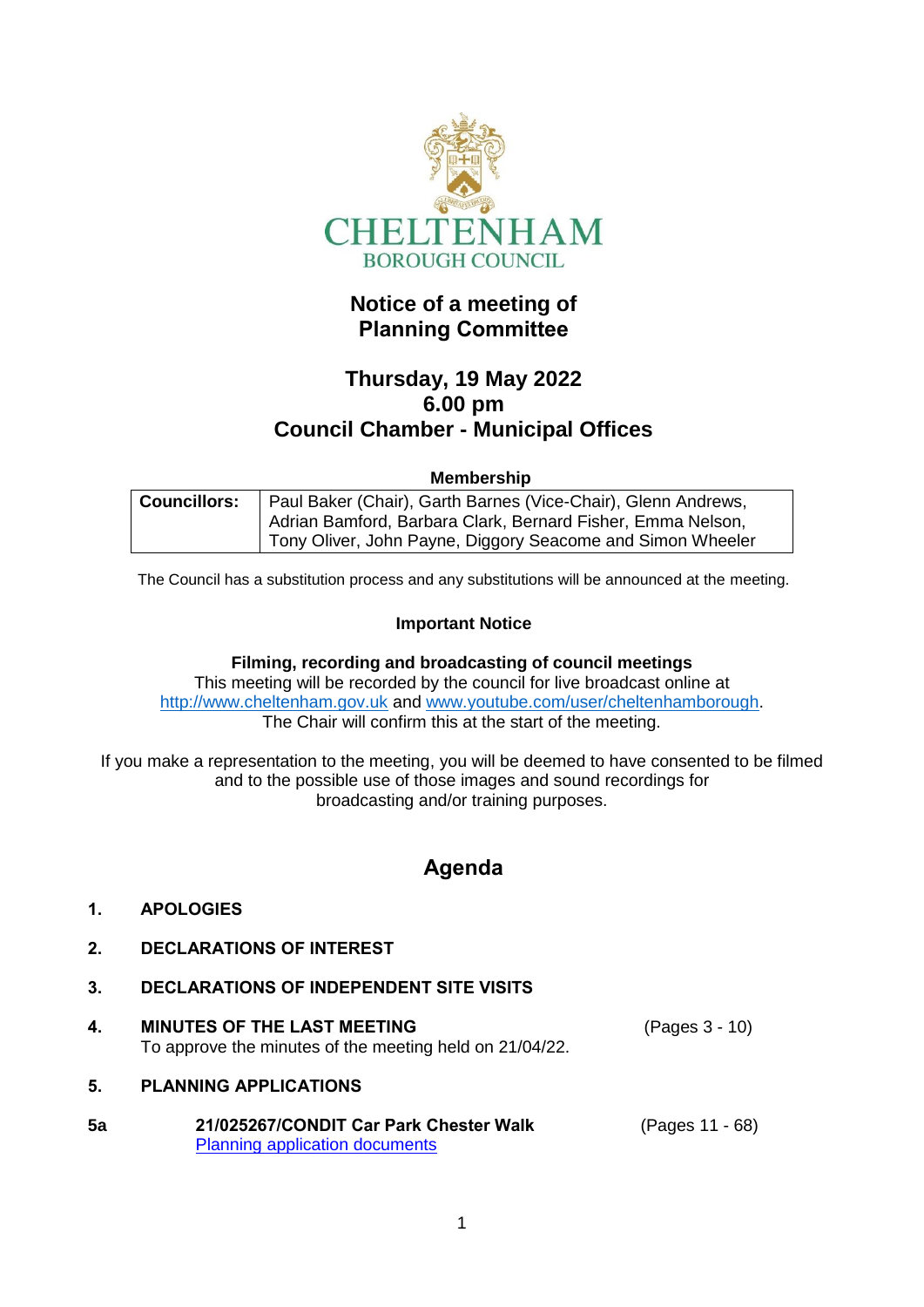CHELTENHAM
BOROUGH COUNCIL

# Notice of a meeting of Planning Committee

## Thursday, 19 May 2022
## 6.00 pm
## Council Chamber - Municipal Offices

**Membership**

| **Councillors:** | Paul Baker (Chair), Garth Barnes (Vice-Chair), Glenn Andrews, Adrian Bamford, Barbara Clark, Bernard Fisher, Emma Nelson, Tony Oliver, John Payne, Diggory Seacome and Simon Wheeler |
|---|---|

The Council has a substitution process and any substitutions will be announced at the meeting.

**Important Notice**

**Filming, recording and broadcasting of council meetings**
This meeting will be recorded by the council for live broadcast online at http://www.cheltenham.gov.uk and www.youtube.com/user/cheltenhamborough. The Chair will confirm this at the start of the meeting.

If you make a representation to the meeting, you will be deemed to have consented to be filmed and to the possible use of those images and sound recordings for broadcasting and/or training purposes.

## Agenda

**1. APOLOGIES**

**2. DECLARATIONS OF INTEREST**

**3. DECLARATIONS OF INDEPENDENT SITE VISITS**

**4. MINUTES OF THE LAST MEETING** (Pages 3 - 10)
To approve the minutes of the meeting held on 21/04/22.

**5. PLANNING APPLICATIONS**

**5a 21/025267/CONDIT Car Park Chester Walk** (Pages 11 - 68)
Planning application documents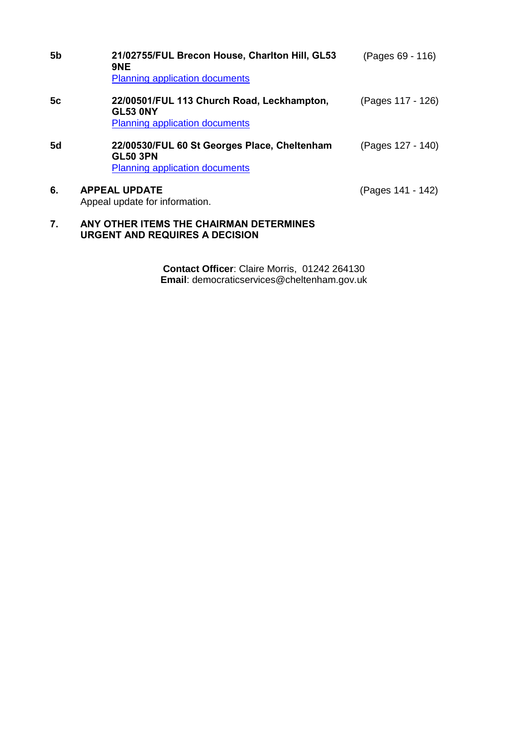**5b** **21/02755/FUL Brecon House, Charlton Hill, GL53 9NE** (Pages 69 - 116)
Planning application documents

**5c** **22/00501/FUL 113 Church Road, Leckhampton, GL53 0NY** (Pages 117 - 126)
Planning application documents

**5d** **22/00530/FUL 60 St Georges Place, Cheltenham GL50 3PN** (Pages 127 - 140)
Planning application documents

**6.** **APPEAL UPDATE** (Pages 141 - 142)
Appeal update for information.

**7.** **ANY OTHER ITEMS THE CHAIRMAN DETERMINES URGENT AND REQUIRES A DECISION**

**Contact Officer**: Claire Morris, 01242 264130
**Email**: democraticservices@cheltenham.gov.uk